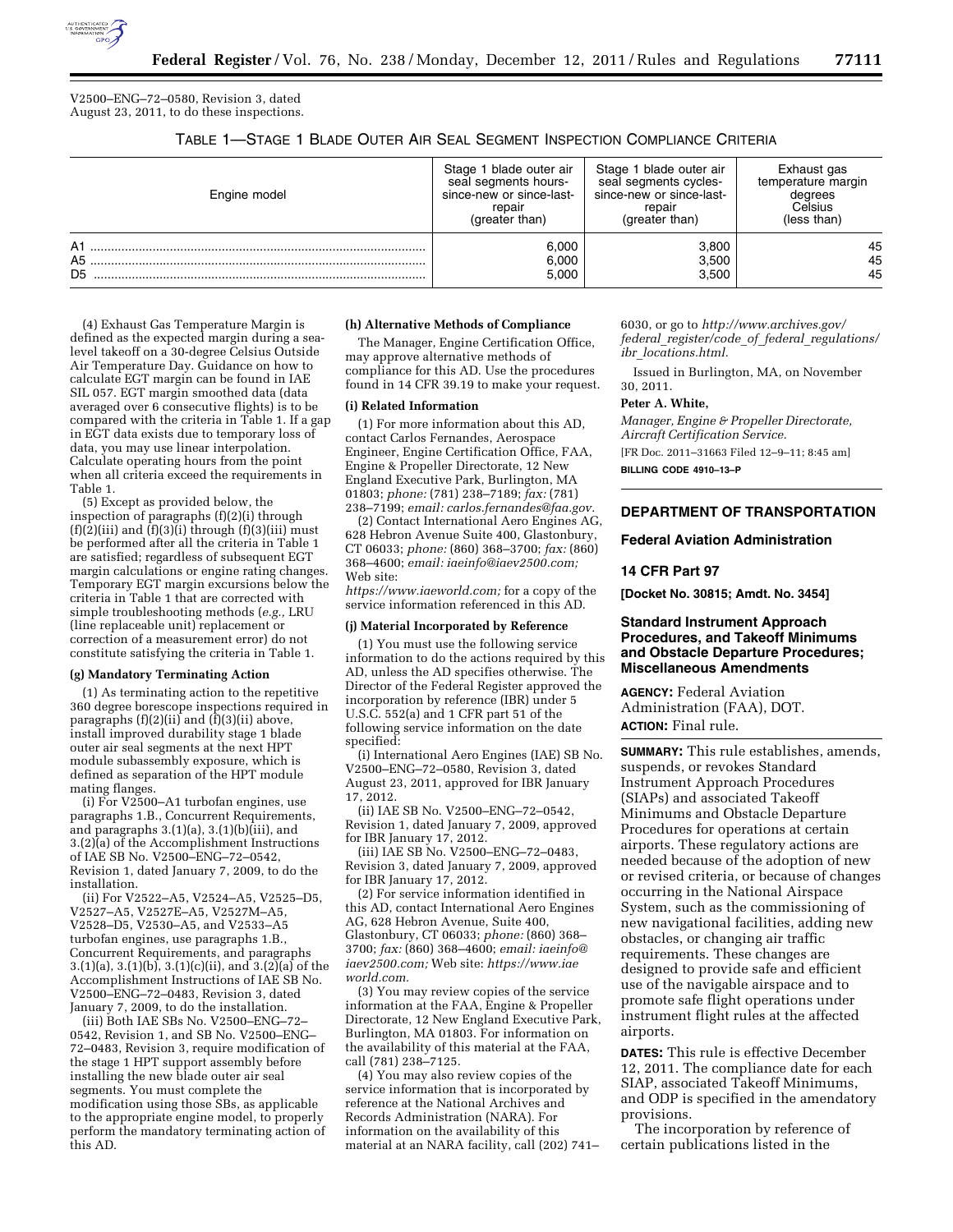V2500–ENG–72–0580, Revision 3, dated August 23, 2011, to do these inspections.

TABLE 1—STAGE 1 BLADE OUTER AIR SEAL SEGMENT INSPECTION COMPLIANCE CRITERIA

| Engine model | Stage 1 blade outer air seal segments hours-since-new or since-last-repair (greater than) | Stage 1 blade outer air seal segments cycles-since-new or since-last-repair (greater than) | Exhaust gas temperature margin degrees Celsius (less than) |
|---|---|---|---|
| A1 | 6,000 | 3,800 | 45 |
| A5 | 6,000 | 3,500 | 45 |
| D5 | 5,000 | 3,500 | 45 |

(4) Exhaust Gas Temperature Margin is defined as the expected margin during a sea-level takeoff on a 30-degree Celsius Outside Air Temperature Day. Guidance on how to calculate EGT margin can be found in IAE SIL 057. EGT margin smoothed data (data averaged over 6 consecutive flights) is to be compared with the criteria in Table 1. If a gap in EGT data exists due to temporary loss of data, you may use linear interpolation. Calculate operating hours from the point when all criteria exceed the requirements in Table 1.

(5) Except as provided below, the inspection of paragraphs (f)(2)(i) through (f)(2)(iii) and (f)(3)(i) through (f)(3)(iii) must be performed after all the criteria in Table 1 are satisfied; regardless of subsequent EGT margin calculations or engine rating changes. Temporary EGT margin excursions below the criteria in Table 1 that are corrected with simple troubleshooting methods (*e.g.,* LRU (line replaceable unit) replacement or correction of a measurement error) do not constitute satisfying the criteria in Table 1.

**(g) Mandatory Terminating Action**

(1) As terminating action to the repetitive 360 degree borescope inspections required in paragraphs (f)(2)(ii) and (f)(3)(ii) above, install improved durability stage 1 blade outer air seal segments at the next HPT module subassembly exposure, which is defined as separation of the HPT module mating flanges.

(i) For V2500–A1 turbofan engines, use paragraphs 1.B., Concurrent Requirements, and paragraphs 3.(1)(a), 3.(1)(b)(iii), and 3.(2)(a) of the Accomplishment Instructions of IAE SB No. V2500–ENG–72–0542, Revision 1, dated January 7, 2009, to do the installation.

(ii) For V2522–A5, V2524–A5, V2525–D5, V2527–A5, V2527E–A5, V2527M–A5, V2528–D5, V2530–A5, and V2533–A5 turbofan engines, use paragraphs 1.B., Concurrent Requirements, and paragraphs 3.(1)(a), 3.(1)(b), 3.(1)(c)(ii), and 3.(2)(a) of the Accomplishment Instructions of IAE SB No. V2500–ENG–72–0483, Revision 3, dated January 7, 2009, to do the installation.

(iii) Both IAE SBs No. V2500–ENG–72–0542, Revision 1, and SB No. V2500–ENG–72–0483, Revision 3, require modification of the stage 1 HPT support assembly before installing the new blade outer air seal segments. You must complete the modification using those SBs, as applicable to the appropriate engine model, to properly perform the mandatory terminating action of this AD.

**(h) Alternative Methods of Compliance**

The Manager, Engine Certification Office, may approve alternative methods of compliance for this AD. Use the procedures found in 14 CFR 39.19 to make your request.

**(i) Related Information**

(1) For more information about this AD, contact Carlos Fernandes, Aerospace Engineer, Engine Certification Office, FAA, Engine & Propeller Directorate, 12 New England Executive Park, Burlington, MA 01803; *phone:* (781) 238–7189; *fax:* (781) 238–7199; *email: carlos.fernandes@faa.gov.*

(2) Contact International Aero Engines AG, 628 Hebron Avenue Suite 400, Glastonbury, CT 06033; *phone:* (860) 368–3700; *fax:* (860) 368–4600; *email: iaeinfo@iaev2500.com;* Web site: *https://www.iaeworld.com;* for a copy of the service information referenced in this AD.

**(j) Material Incorporated by Reference**

(1) You must use the following service information to do the actions required by this AD, unless the AD specifies otherwise. The Director of the Federal Register approved the incorporation by reference (IBR) under 5 U.S.C. 552(a) and 1 CFR part 51 of the following service information on the date specified:

(i) International Aero Engines (IAE) SB No. V2500–ENG–72–0580, Revision 3, dated August 23, 2011, approved for IBR January 17, 2012.

(ii) IAE SB No. V2500–ENG–72–0542, Revision 1, dated January 7, 2009, approved for IBR January 17, 2012.

(iii) IAE SB No. V2500–ENG–72–0483, Revision 3, dated January 7, 2009, approved for IBR January 17, 2012.

(2) For service information identified in this AD, contact International Aero Engines AG, 628 Hebron Avenue, Suite 400, Glastonbury, CT 06033; *phone:* (860) 368–3700; *fax:* (860) 368–4600; *email: iaeinfo@iaev2500.com;* Web site: *https://www.iaeworld.com.*

(3) You may review copies of the service information at the FAA, Engine & Propeller Directorate, 12 New England Executive Park, Burlington, MA 01803. For information on the availability of this material at the FAA, call (781) 238–7125.

(4) You may also review copies of the service information that is incorporated by reference at the National Archives and Records Administration (NARA). For information on the availability of this material at an NARA facility, call (202) 741–6030, or go to *http://www.archives.gov/federal_register/code_of_federal_regulations/ibr_locations.html.*

Issued in Burlington, MA, on November 30, 2011.

**Peter A. White,**

*Manager, Engine & Propeller Directorate, Aircraft Certification Service.*

[FR Doc. 2011–31663 Filed 12–9–11; 8:45 am]

**BILLING CODE 4910–13–P**

---

## DEPARTMENT OF TRANSPORTATION

### Federal Aviation Administration

### 14 CFR Part 97

**[Docket No. 30815; Amdt. No. 3454]**

### Standard Instrument Approach Procedures, and Takeoff Minimums and Obstacle Departure Procedures; Miscellaneous Amendments

**AGENCY:** Federal Aviation Administration (FAA), DOT.

**ACTION:** Final rule.

**SUMMARY:** This rule establishes, amends, suspends, or revokes Standard Instrument Approach Procedures (SIAPs) and associated Takeoff Minimums and Obstacle Departure Procedures for operations at certain airports. These regulatory actions are needed because of the adoption of new or revised criteria, or because of changes occurring in the National Airspace System, such as the commissioning of new navigational facilities, adding new obstacles, or changing air traffic requirements. These changes are designed to provide safe and efficient use of the navigable airspace and to promote safe flight operations under instrument flight rules at the affected airports.

**DATES:** This rule is effective December 12, 2011. The compliance date for each SIAP, associated Takeoff Minimums, and ODP is specified in the amendatory provisions.

The incorporation by reference of certain publications listed in the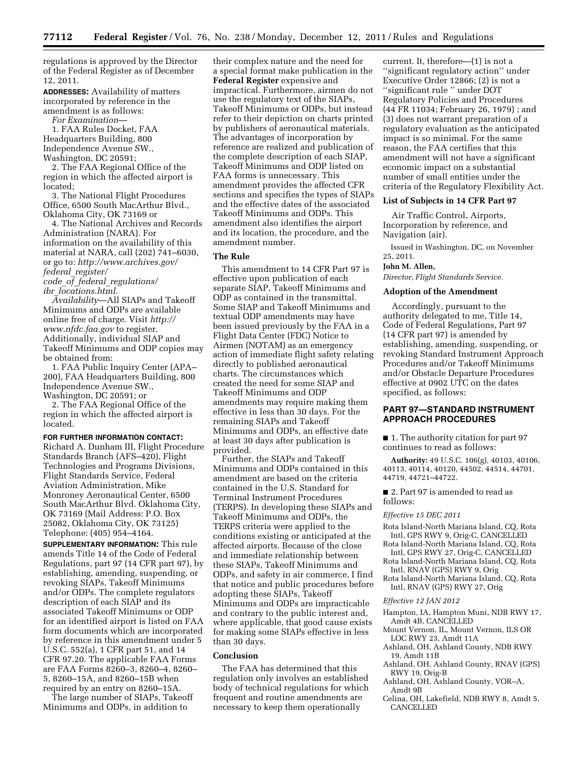regulations is approved by the Director of the Federal Register as of December 12, 2011.

**ADDRESSES:** Availability of matters incorporated by reference in the amendment is as follows:

*For Examination*—

1. FAA Rules Docket, FAA Headquarters Building, 800 Independence Avenue SW., Washington, DC 20591;

2. The FAA Regional Office of the region in which the affected airport is located;

3. The National Flight Procedures Office, 6500 South MacArthur Blvd., Oklahoma City, OK 73169 or

4. The National Archives and Records Administration (NARA). For information on the availability of this material at NARA, call (202) 741–6030, or go to: *http://www.archives.gov/federal_register/code_of_federal_regulations/ibr_locations.html.*

*Availability*—All SIAPs and Takeoff Minimums and ODPs are available online free of charge. Visit *http://www.nfdc.faa.gov* to register. Additionally, individual SIAP and Takeoff Minimums and ODP copies may be obtained from:

1. FAA Public Inquiry Center (APA–200), FAA Headquarters Building, 800 Independence Avenue SW., Washington, DC 20591; or

2. The FAA Regional Office of the region in which the affected airport is located.

**FOR FURTHER INFORMATION CONTACT:** Richard A. Dunham III, Flight Procedure Standards Branch (AFS–420), Flight Technologies and Programs Divisions, Flight Standards Service, Federal Aviation Administration, Mike Monroney Aeronautical Center, 6500 South MacArthur Blvd. Oklahoma City, OK 73169 (Mail Address: P.O. Box 25082, Oklahoma City, OK 73125) Telephone: (405) 954–4164.

**SUPPLEMENTARY INFORMATION:** This rule amends Title 14 of the Code of Federal Regulations, part 97 (14 CFR part 97), by establishing, amending, suspending, or revoking SIAPs, Takeoff Minimums and/or ODPs. The complete regulators description of each SIAP and its associated Takeoff Minimums or ODP for an identified airport is listed on FAA form documents which are incorporated by reference in this amendment under 5 U.S.C. 552(a), 1 CFR part 51, and 14 CFR 97.20. The applicable FAA Forms are FAA Forms 8260–3, 8260–4, 8260–5, 8260–15A, and 8260–15B when required by an entry on 8260–15A.

The large number of SIAPs, Takeoff Minimums and ODPs, in addition to their complex nature and the need for a special format make publication in the **Federal Register** expensive and impractical. Furthermore, airmen do not use the regulatory text of the SIAPs, Takeoff Minimums or ODPs, but instead refer to their depiction on charts printed by publishers of aeronautical materials. The advantages of incorporation by reference are realized and publication of the complete description of each SIAP, Takeoff Minimums and ODP listed on FAA forms is unnecessary. This amendment provides the affected CFR sections and specifies the types of SIAPs and the effective dates of the associated Takeoff Minimums and ODPs. This amendment also identifies the airport and its location, the procedure, and the amendment number.

### The Rule

This amendment to 14 CFR Part 97 is effective upon publication of each separate SIAP, Takeoff Minimums and ODP as contained in the transmittal. Some SIAP and Takeoff Minimums and textual ODP amendments may have been issued previously by the FAA in a Flight Data Center (FDC) Notice to Airmen (NOTAM) as an emergency action of immediate flight safety relating directly to published aeronautical charts. The circumstances which created the need for some SIAP and Takeoff Minimums and ODP amendments may require making them effective in less than 30 days. For the remaining SIAPs and Takeoff Minimums and ODPs, an effective date at least 30 days after publication is provided.

Further, the SIAPs and Takeoff Minimums and ODPs contained in this amendment are based on the criteria contained in the U.S. Standard for Terminal Instrument Procedures (TERPS). In developing these SIAPs and Takeoff Minimums and ODPs, the TERPS criteria were applied to the conditions existing or anticipated at the affected airports. Because of the close and immediate relationship between these SIAPs, Takeoff Minimums and ODPs, and safety in air commerce, I find that notice and public procedures before adopting these SIAPs, Takeoff Minimums and ODPs are impracticable and contrary to the public interest and, where applicable, that good cause exists for making some SIAPs effective in less than 30 days.

### Conclusion

The FAA has determined that this regulation only involves an established body of technical regulations for which frequent and routine amendments are necessary to keep them operationally current. It, therefore—(1) is not a "significant regulatory action" under Executive Order 12866; (2) is not a "significant rule " under DOT Regulatory Policies and Procedures (44 FR 11034; February 26, 1979) ; and (3) does not warrant preparation of a regulatory evaluation as the anticipated impact is so minimal. For the same reason, the FAA certifies that this amendment will not have a significant economic impact on a substantial number of small entities under the criteria of the Regulatory Flexibility Act.

### List of Subjects in 14 CFR Part 97

Air Traffic Control, Airports, Incorporation by reference, and Navigation (air).

Issued in Washington, DC, on November 25, 2011.

**John M. Allen,**

*Director, Flight Standards Service.*

### Adoption of the Amendment

Accordingly, pursuant to the authority delegated to me, Title 14, Code of Federal Regulations, Part 97 (14 CFR part 97) is amended by establishing, amending, suspending, or revoking Standard Instrument Approach Procedures and/or Takeoff Minimums and/or Obstacle Departure Procedures effective at 0902 UTC on the dates specified, as follows:

## PART 97—STANDARD INSTRUMENT APPROACH PROCEDURES

■ 1. The authority citation for part 97 continues to read as follows:

**Authority:** 49 U.S.C. 106(g), 40103, 40106, 40113, 40114, 40120, 44502, 44514, 44701, 44719, 44721–44722.

■ 2. Part 97 is amended to read as follows:

*Effective 15 DEC 2011*

Rota Island-North Mariana Island, CQ, Rota Intl, GPS RWY 9, Orig-C, CANCELLED

Rota Island-North Mariana Island, CQ, Rota Intl, GPS RWY 27, Orig-C, CANCELLED

Rota Island-North Mariana Island, CQ, Rota Intl, RNAV (GPS) RWY 9, Orig

Rota Island-North Mariana Island, CQ, Rota Intl, RNAV (GPS) RWY 27, Orig

*Effective 12 JAN 2012*

Hampton, IA, Hampton Muni, NDB RWY 17, Amdt 4B, CANCELLED

Mount Vernon, IL, Mount Vernon, ILS OR LOC RWY 23, Amdt 11A

Ashland, OH, Ashland County, NDB RWY 19, Amdt 11B

Ashland, OH, Ashland County, RNAV (GPS) RWY 19, Orig-B

Ashland, OH, Ashland County, VOR–A, Amdt 9B

Celina, OH, Lakefield, NDB RWY 8, Amdt 5, CANCELLED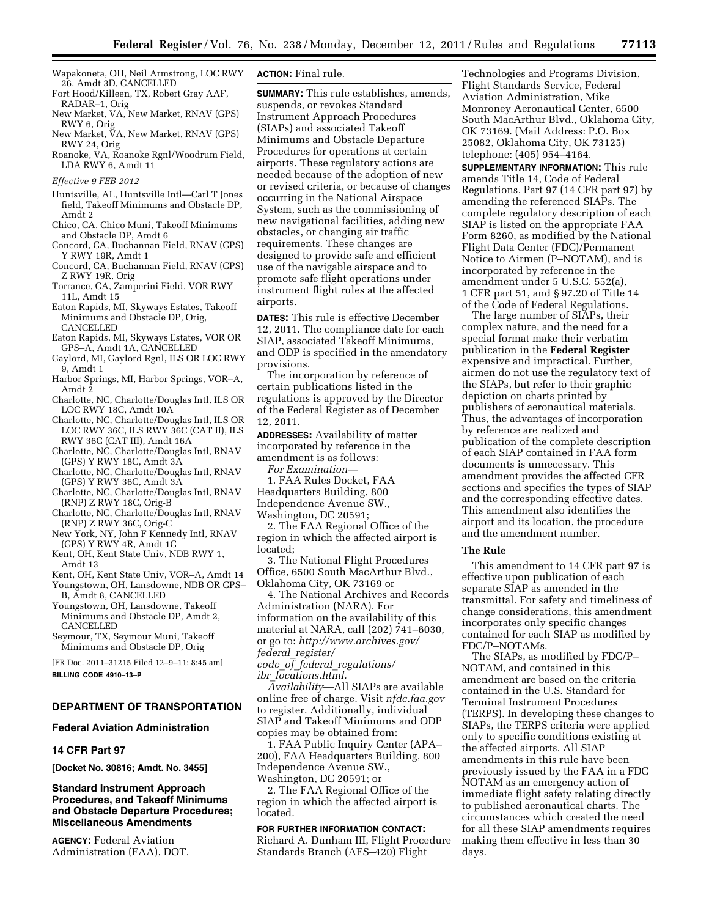Wapakoneta, OH, Neil Armstrong, LOC RWY 26, Amdt 3D, CANCELLED

Fort Hood/Killeen, TX, Robert Gray AAF, RADAR–1, Orig

New Market, VA, New Market, RNAV (GPS) RWY 6, Orig

New Market, VA, New Market, RNAV (GPS) RWY 24, Orig

Roanoke, VA, Roanoke Rgnl/Woodrum Field, LDA RWY 6, Amdt 11

*Effective 9 FEB 2012*

Huntsville, AL, Huntsville Intl—Carl T Jones field, Takeoff Minimums and Obstacle DP, Amdt 2

Chico, CA, Chico Muni, Takeoff Minimums and Obstacle DP, Amdt 6

Concord, CA, Buchannan Field, RNAV (GPS) Y RWY 19R, Amdt 1

Concord, CA, Buchannan Field, RNAV (GPS) Z RWY 19R, Orig

Torrance, CA, Zamperini Field, VOR RWY 11L, Amdt 15

Eaton Rapids, MI, Skyways Estates, Takeoff Minimums and Obstacle DP, Orig, CANCELLED

Eaton Rapids, MI, Skyways Estates, VOR OR GPS–A, Amdt 1A, CANCELLED

Gaylord, MI, Gaylord Rgnl, ILS OR LOC RWY 9, Amdt 1

Harbor Springs, MI, Harbor Springs, VOR–A, Amdt 2

Charlotte, NC, Charlotte/Douglas Intl, ILS OR LOC RWY 18C, Amdt 10A

Charlotte, NC, Charlotte/Douglas Intl, ILS OR LOC RWY 36C, ILS RWY 36C (CAT II), ILS RWY 36C (CAT III), Amdt 16A

Charlotte, NC, Charlotte/Douglas Intl, RNAV (GPS) Y RWY 18C, Amdt 3A

Charlotte, NC, Charlotte/Douglas Intl, RNAV (GPS) Y RWY 36C, Amdt 3A

Charlotte, NC, Charlotte/Douglas Intl, RNAV (RNP) Z RWY 18C, Orig-B

Charlotte, NC, Charlotte/Douglas Intl, RNAV (RNP) Z RWY 36C, Orig-C

New York, NY, John F Kennedy Intl, RNAV (GPS) Y RWY 4R, Amdt 1C

Kent, OH, Kent State Univ, NDB RWY 1, Amdt 13

Kent, OH, Kent State Univ, VOR–A, Amdt 14

Youngstown, OH, Lansdowne, NDB OR GPS–B, Amdt 8, CANCELLED

Youngstown, OH, Lansdowne, Takeoff Minimums and Obstacle DP, Amdt 2, CANCELLED

Seymour, TX, Seymour Muni, Takeoff Minimums and Obstacle DP, Orig

[FR Doc. 2011–31215 Filed 12–9–11; 8:45 am]

**BILLING CODE 4910–13–P**

## DEPARTMENT OF TRANSPORTATION

### Federal Aviation Administration

### 14 CFR Part 97

**[Docket No. 30816; Amdt. No. 3455]**

### Standard Instrument Approach Procedures, and Takeoff Minimums and Obstacle Departure Procedures; Miscellaneous Amendments

**AGENCY:** Federal Aviation Administration (FAA), DOT.

**ACTION:** Final rule.

**SUMMARY:** This rule establishes, amends, suspends, or revokes Standard Instrument Approach Procedures (SIAPs) and associated Takeoff Minimums and Obstacle Departure Procedures for operations at certain airports. These regulatory actions are needed because of the adoption of new or revised criteria, or because of changes occurring in the National Airspace System, such as the commissioning of new navigational facilities, adding new obstacles, or changing air traffic requirements. These changes are designed to provide safe and efficient use of the navigable airspace and to promote safe flight operations under instrument flight rules at the affected airports.

**DATES:** This rule is effective December 12, 2011. The compliance date for each SIAP, associated Takeoff Minimums, and ODP is specified in the amendatory provisions.

The incorporation by reference of certain publications listed in the regulations is approved by the Director of the Federal Register as of December 12, 2011.

**ADDRESSES:** Availability of matter incorporated by reference in the amendment is as follows:

*For Examination*—

1. FAA Rules Docket, FAA Headquarters Building, 800 Independence Avenue SW., Washington, DC 20591;

2. The FAA Regional Office of the region in which the affected airport is located;

3. The National Flight Procedures Office, 6500 South MacArthur Blvd., Oklahoma City, OK 73169 or

4. The National Archives and Records Administration (NARA). For information on the availability of this material at NARA, call (202) 741–6030, or go to: *http://www.archives.gov/federal_register/code_of_federal_regulations/ibr_locations.html.*

*Availability*—All SIAPs are available online free of charge. Visit *nfdc.faa.gov* to register. Additionally, individual SIAP and Takeoff Minimums and ODP copies may be obtained from:

1. FAA Public Inquiry Center (APA–200), FAA Headquarters Building, 800 Independence Avenue SW., Washington, DC 20591; or

2. The FAA Regional Office of the region in which the affected airport is located.

**FOR FURTHER INFORMATION CONTACT:** Richard A. Dunham III, Flight Procedure Standards Branch (AFS–420) Flight Technologies and Programs Division, Flight Standards Service, Federal Aviation Administration, Mike Monroney Aeronautical Center, 6500 South MacArthur Blvd., Oklahoma City, OK 73169. (Mail Address: P.O. Box 25082, Oklahoma City, OK 73125) telephone: (405) 954–4164.

**SUPPLEMENTARY INFORMATION:** This rule amends Title 14, Code of Federal Regulations, Part 97 (14 CFR part 97) by amending the referenced SIAPs. The complete regulatory description of each SIAP is listed on the appropriate FAA Form 8260, as modified by the National Flight Data Center (FDC)/Permanent Notice to Airmen (P–NOTAM), and is incorporated by reference in the amendment under 5 U.S.C. 552(a), 1 CFR part 51, and § 97.20 of Title 14 of the Code of Federal Regulations.

The large number of SIAPs, their complex nature, and the need for a special format make their verbatim publication in the **Federal Register** expensive and impractical. Further, airmen do not use the regulatory text of the SIAPs, but refer to their graphic depiction on charts printed by publishers of aeronautical materials. Thus, the advantages of incorporation by reference are realized and publication of the complete description of each SIAP contained in FAA form documents is unnecessary. This amendment provides the affected CFR sections and specifies the types of SIAP and the corresponding effective dates. This amendment also identifies the airport and its location, the procedure and the amendment number.

#### The Rule

This amendment to 14 CFR part 97 is effective upon publication of each separate SIAP as amended in the transmittal. For safety and timeliness of change considerations, this amendment incorporates only specific changes contained for each SIAP as modified by FDC/P–NOTAMs.

The SIAPs, as modified by FDC/P–NOTAM, and contained in this amendment are based on the criteria contained in the U.S. Standard for Terminal Instrument Procedures (TERPS). In developing these changes to SIAPs, the TERPS criteria were applied only to specific conditions existing at the affected airports. All SIAP amendments in this rule have been previously issued by the FAA in a FDC NOTAM as an emergency action of immediate flight safety relating directly to published aeronautical charts. The circumstances which created the need for all these SIAP amendments requires making them effective in less than 30 days.